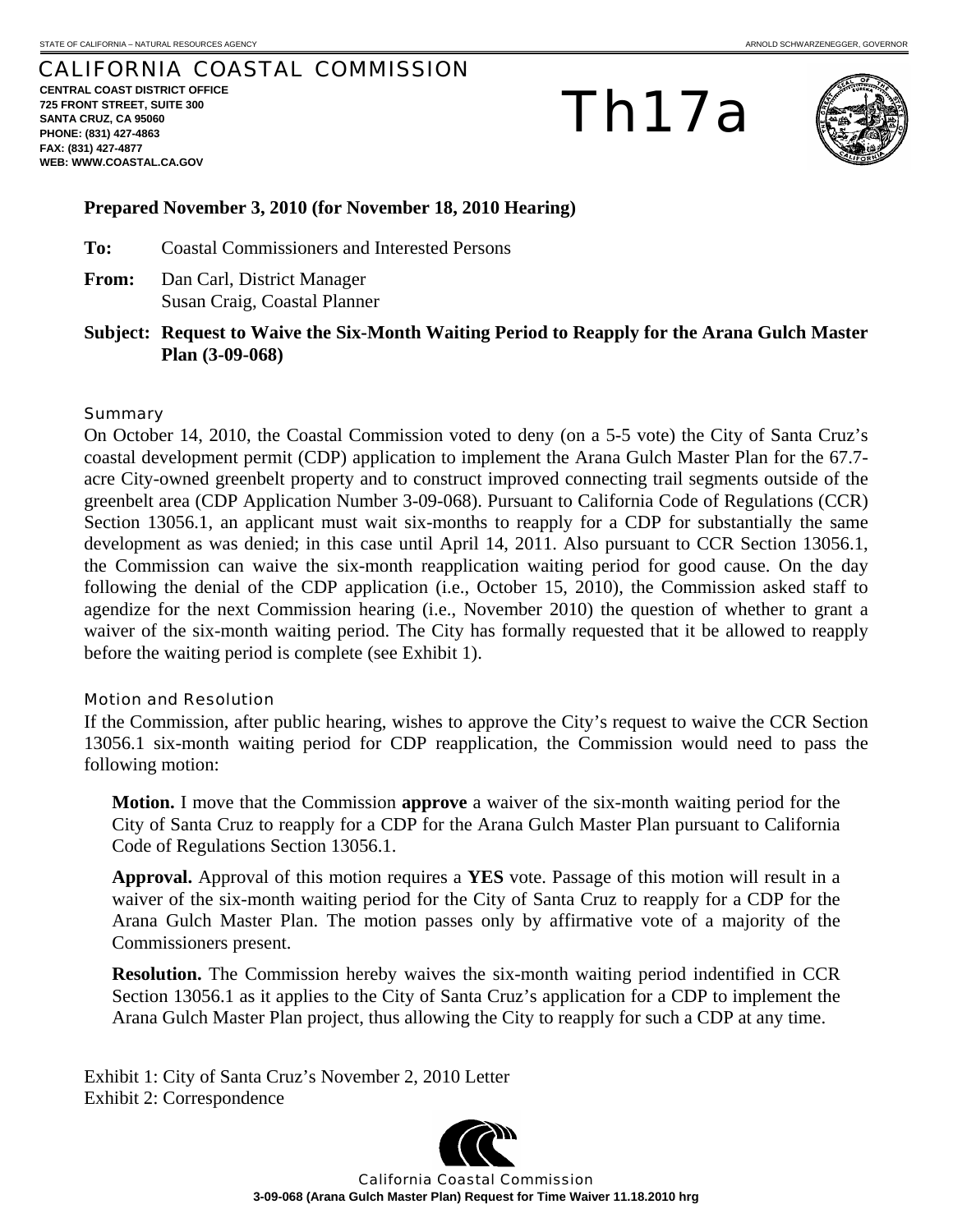STATE OF CALIFORNIA – NATURAL RESOURCES AGENCY ARNOLD SCHWARZENEGGER, GOVERNOR

# CALIFORNIA COASTAL COMMISSION

**CENTRAL COAST DISTRICT OFFICE**
**725 FRONT STREET, SUITE 300**
**SANTA CRUZ, CA 95060**
**PHONE: (831) 427-4863**
**FAX: (831) 427-4877**
**WEB: WWW.COASTAL.CA.GOV**

# Th17a

**Prepared November 3, 2010 (for November 18, 2010 Hearing)**

**To:** Coastal Commissioners and Interested Persons

**From:** Dan Carl, District Manager
Susan Craig, Coastal Planner

**Subject: Request to Waive the Six-Month Waiting Period to Reapply for the Arana Gulch Master Plan (3-09-068)**

## Summary

On October 14, 2010, the Coastal Commission voted to deny (on a 5-5 vote) the City of Santa Cruz's coastal development permit (CDP) application to implement the Arana Gulch Master Plan for the 67.7-acre City-owned greenbelt property and to construct improved connecting trail segments outside of the greenbelt area (CDP Application Number 3-09-068). Pursuant to California Code of Regulations (CCR) Section 13056.1, an applicant must wait six-months to reapply for a CDP for substantially the same development as was denied; in this case until April 14, 2011. Also pursuant to CCR Section 13056.1, the Commission can waive the six-month reapplication waiting period for good cause. On the day following the denial of the CDP application (i.e., October 15, 2010), the Commission asked staff to agendize for the next Commission hearing (i.e., November 2010) the question of whether to grant a waiver of the six-month waiting period. The City has formally requested that it be allowed to reapply before the waiting period is complete (see Exhibit 1).

## Motion and Resolution

If the Commission, after public hearing, wishes to approve the City's request to waive the CCR Section 13056.1 six-month waiting period for CDP reapplication, the Commission would need to pass the following motion:

> **Motion.** I move that the Commission **approve** a waiver of the six-month waiting period for the City of Santa Cruz to reapply for a CDP for the Arana Gulch Master Plan pursuant to California Code of Regulations Section 13056.1.
>
> **Approval.** Approval of this motion requires a **YES** vote. Passage of this motion will result in a waiver of the six-month waiting period for the City of Santa Cruz to reapply for a CDP for the Arana Gulch Master Plan. The motion passes only by affirmative vote of a majority of the Commissioners present.
>
> **Resolution.** The Commission hereby waives the six-month waiting period indentified in CCR Section 13056.1 as it applies to the City of Santa Cruz's application for a CDP to implement the Arana Gulch Master Plan project, thus allowing the City to reapply for such a CDP at any time.

Exhibit 1: City of Santa Cruz's November 2, 2010 Letter
Exhibit 2: Correspondence

California Coastal Commission
**3-09-068 (Arana Gulch Master Plan) Request for Time Waiver 11.18.2010 hrg**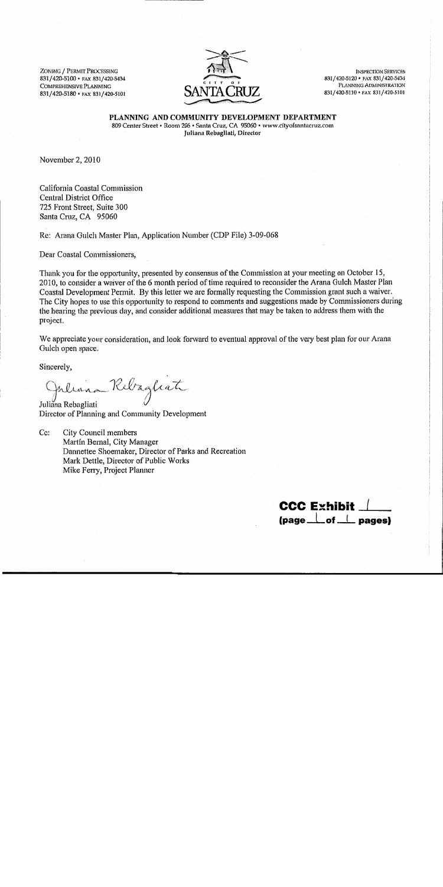ZONING / PERMIT PROCESSING
831/420-5100 • FAX 831/420-5434
COMPREHENSIVE PLANNING
831/420-5180 • FAX 831/420-5101

CITY OF SANTA CRUZ

INSPECTION SERVICES
831/420-5120 • FAX 831/420-5434
PLANNING ADMINISTRATION
831/420-5110 • FAX 831/420-5101

**PLANNING AND COMMUNITY DEVELOPMENT DEPARTMENT**
809 Center Street • Room 206 • Santa Cruz, CA 95060 • www.cityofsantacruz.com
Juliana Rebagliati, Director

November 2, 2010

California Coastal Commission
Central District Office
725 Front Street, Suite 300
Santa Cruz, CA 95060

Re: Arana Gulch Master Plan, Application Number (CDP File) 3-09-068

Dear Coastal Commissioners,

Thank you for the opportunity, presented by consensus of the Commission at your meeting on October 15, 2010, to consider a waiver of the 6 month period of time required to reconsider the Arana Gulch Master Plan Coastal Development Permit. By this letter we are formally requesting the Commission grant such a waiver. The City hopes to use this opportunity to respond to comments and suggestions made by Commissioners during the hearing the previous day, and consider additional measures that may be taken to address them with the project.

We appreciate your consideration, and look forward to eventual approval of the very best plan for our Arana Gulch open space.

Sincerely,

Juliana Rebagliati
Director of Planning and Community Development

Cc: City Council members
Martín Bernal, City Manager
Dannettee Shoemaker, Director of Parks and Recreation
Mark Dettle, Director of Public Works
Mike Ferry, Project Planner

**CCC Exhibit 1**
**(page 1 of 1 pages)**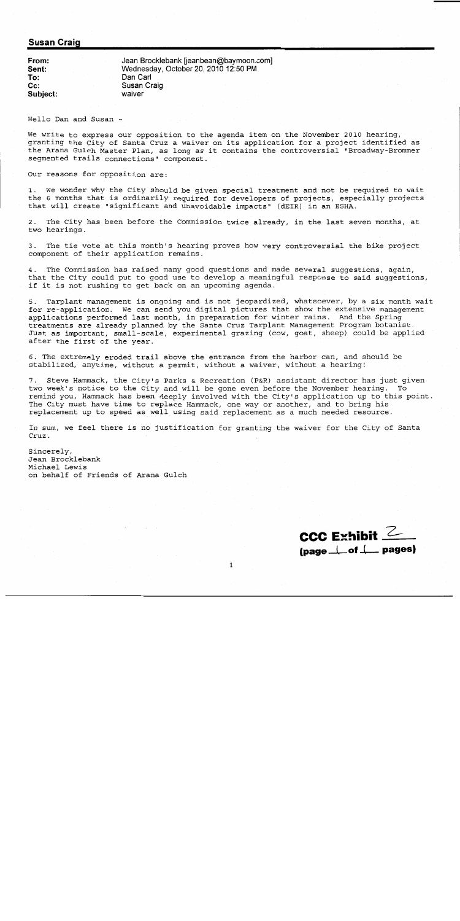**Susan Craig**

**From:** Jean Brocklebank [jeanbean@baymoon.com]
**Sent:** Wednesday, October 20, 2010 12:50 PM
**To:** Dan Carl
**Cc:** Susan Craig
**Subject:** waiver

Hello Dan and Susan ~

We write to express our opposition to the agenda item on the November 2010 hearing, granting the City of Santa Cruz a waiver on its application for a project identified as the Arana Gulch Master Plan, as long as it contains the controversial "Broadway-Brommer segmented trails connections" component.

Our reasons for opposition are:

1. We wonder why the City should be given special treatment and not be required to wait the 6 months that is ordinarily required for developers of projects, especially projects that will create "significant and unavoidable impacts" (dEIR) in an ESHA.

2. The City has been before the Commission twice already, in the last seven months, at two hearings.

3. The tie vote at this month's hearing proves how very controversial the bike project component of their application remains.

4. The Commission has raised many good questions and made several suggestions, again, that the City could put to good use to develop a meaningful response to said suggestions, if it is not rushing to get back on an upcoming agenda.

5. Tarplant management is ongoing and is not jeopardized, whatsoever, by a six month wait for re-application. We can send you digital pictures that show the extensive management applications performed last month, in preparation for winter rains. And the Spring treatments are already planned by the Santa Cruz Tarplant Management Program botanist. Just as important, small-scale, experimental grazing (cow, goat, sheep) could be applied after the first of the year.

6. The extremely eroded trail above the entrance from the harbor can, and should be stabilized, anytime, without a permit, without a waiver, without a hearing!

7. Steve Hammack, the City's Parks & Recreation (P&R) assistant director has just given two week's notice to the City and will be gone even before the November hearing. To remind you, Hammack has been deeply involved with the City's application up to this point. The City must have time to replace Hammack, one way or another, and to bring his replacement up to speed as well using said replacement as a much needed resource.

In sum, we feel there is no justification for granting the waiver for the City of Santa Cruz.

Sincerely,
Jean Brocklebank
Michael Lewis
on behalf of Friends of Arana Gulch

**CCC Exhibit 2**
**(page 1 of 1 pages)**